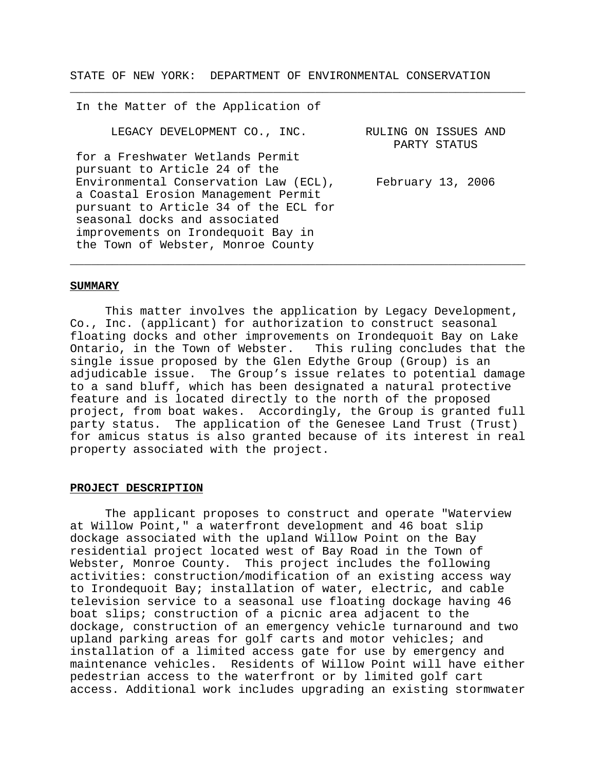STATE OF NEW YORK: DEPARTMENT OF ENVIRONMENTAL CONSERVATION

---

In the Matter of the Application of

LEGACY DEVELOPMENT CO., INC.

for a Freshwater Wetlands Permit pursuant to Article 24 of the Environmental Conservation Law (ECL), a Coastal Erosion Management Permit pursuant to Article 34 of the ECL for seasonal docks and associated improvements on Irondequoit Bay in the Town of Webster, Monroe County

RULING ON ISSUES AND PARTY STATUS

February 13, 2006

---

## SUMMARY

This matter involves the application by Legacy Development, Co., Inc. (applicant) for authorization to construct seasonal floating docks and other improvements on Irondequoit Bay on Lake Ontario, in the Town of Webster. This ruling concludes that the single issue proposed by the Glen Edythe Group (Group) is an adjudicable issue. The Group's issue relates to potential damage to a sand bluff, which has been designated a natural protective feature and is located directly to the north of the proposed project, from boat wakes. Accordingly, the Group is granted full party status. The application of the Genesee Land Trust (Trust) for amicus status is also granted because of its interest in real property associated with the project.

## PROJECT DESCRIPTION

The applicant proposes to construct and operate "Waterview at Willow Point," a waterfront development and 46 boat slip dockage associated with the upland Willow Point on the Bay residential project located west of Bay Road in the Town of Webster, Monroe County. This project includes the following activities: construction/modification of an existing access way to Irondequoit Bay; installation of water, electric, and cable television service to a seasonal use floating dockage having 46 boat slips; construction of a picnic area adjacent to the dockage, construction of an emergency vehicle turnaround and two upland parking areas for golf carts and motor vehicles; and installation of a limited access gate for use by emergency and maintenance vehicles. Residents of Willow Point will have either pedestrian access to the waterfront or by limited golf cart access. Additional work includes upgrading an existing stormwater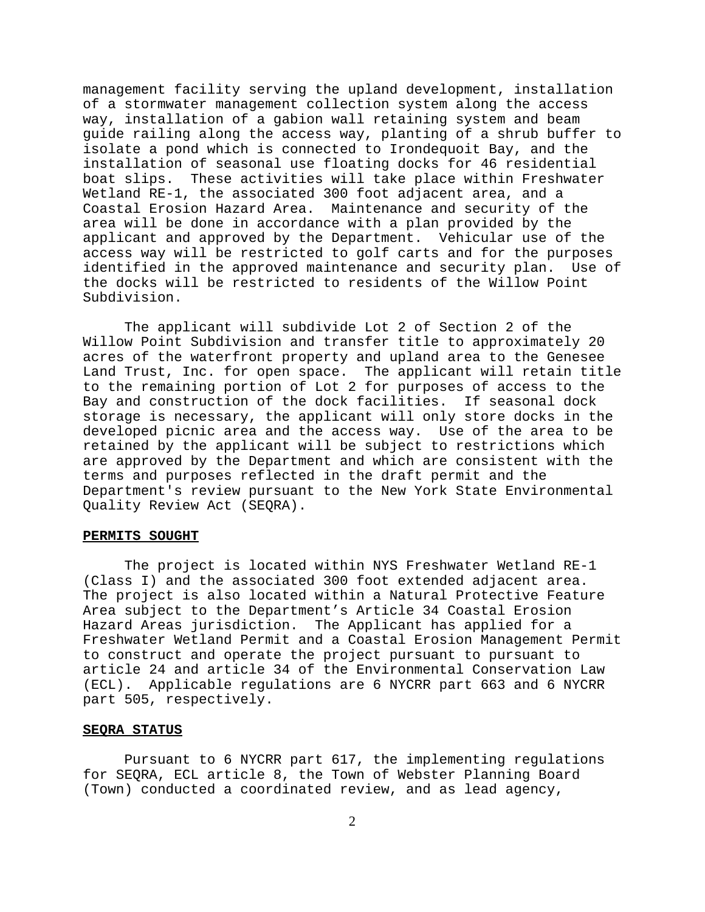management facility serving the upland development, installation of a stormwater management collection system along the access way, installation of a gabion wall retaining system and beam guide railing along the access way, planting of a shrub buffer to isolate a pond which is connected to Irondequoit Bay, and the installation of seasonal use floating docks for 46 residential boat slips. These activities will take place within Freshwater Wetland RE-1, the associated 300 foot adjacent area, and a Coastal Erosion Hazard Area. Maintenance and security of the area will be done in accordance with a plan provided by the applicant and approved by the Department. Vehicular use of the access way will be restricted to golf carts and for the purposes identified in the approved maintenance and security plan. Use of the docks will be restricted to residents of the Willow Point Subdivision.

The applicant will subdivide Lot 2 of Section 2 of the Willow Point Subdivision and transfer title to approximately 20 acres of the waterfront property and upland area to the Genesee Land Trust, Inc. for open space. The applicant will retain title to the remaining portion of Lot 2 for purposes of access to the Bay and construction of the dock facilities. If seasonal dock storage is necessary, the applicant will only store docks in the developed picnic area and the access way. Use of the area to be retained by the applicant will be subject to restrictions which are approved by the Department and which are consistent with the terms and purposes reflected in the draft permit and the Department's review pursuant to the New York State Environmental Quality Review Act (SEQRA).

**PERMITS SOUGHT**

The project is located within NYS Freshwater Wetland RE-1 (Class I) and the associated 300 foot extended adjacent area. The project is also located within a Natural Protective Feature Area subject to the Department's Article 34 Coastal Erosion Hazard Areas jurisdiction. The Applicant has applied for a Freshwater Wetland Permit and a Coastal Erosion Management Permit to construct and operate the project pursuant to pursuant to article 24 and article 34 of the Environmental Conservation Law (ECL). Applicable regulations are 6 NYCRR part 663 and 6 NYCRR part 505, respectively.

**SEQRA STATUS**

Pursuant to 6 NYCRR part 617, the implementing regulations for SEQRA, ECL article 8, the Town of Webster Planning Board (Town) conducted a coordinated review, and as lead agency,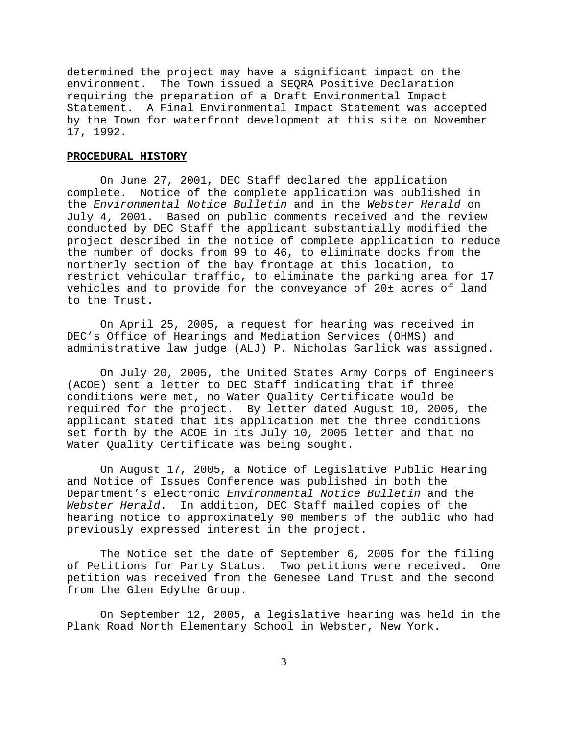determined the project may have a significant impact on the environment. The Town issued a SEQRA Positive Declaration requiring the preparation of a Draft Environmental Impact Statement. A Final Environmental Impact Statement was accepted by the Town for waterfront development at this site on November 17, 1992.

## PROCEDURAL HISTORY

On June 27, 2001, DEC Staff declared the application complete. Notice of the complete application was published in the *Environmental Notice Bulletin* and in the *Webster Herald* on July 4, 2001. Based on public comments received and the review conducted by DEC Staff the applicant substantially modified the project described in the notice of complete application to reduce the number of docks from 99 to 46, to eliminate docks from the northerly section of the bay frontage at this location, to restrict vehicular traffic, to eliminate the parking area for 17 vehicles and to provide for the conveyance of 20± acres of land to the Trust.

On April 25, 2005, a request for hearing was received in DEC's Office of Hearings and Mediation Services (OHMS) and administrative law judge (ALJ) P. Nicholas Garlick was assigned.

On July 20, 2005, the United States Army Corps of Engineers (ACOE) sent a letter to DEC Staff indicating that if three conditions were met, no Water Quality Certificate would be required for the project. By letter dated August 10, 2005, the applicant stated that its application met the three conditions set forth by the ACOE in its July 10, 2005 letter and that no Water Quality Certificate was being sought.

On August 17, 2005, a Notice of Legislative Public Hearing and Notice of Issues Conference was published in both the Department's electronic *Environmental Notice Bulletin* and the *Webster Herald*. In addition, DEC Staff mailed copies of the hearing notice to approximately 90 members of the public who had previously expressed interest in the project.

The Notice set the date of September 6, 2005 for the filing of Petitions for Party Status. Two petitions were received. One petition was received from the Genesee Land Trust and the second from the Glen Edythe Group.

On September 12, 2005, a legislative hearing was held in the Plank Road North Elementary School in Webster, New York.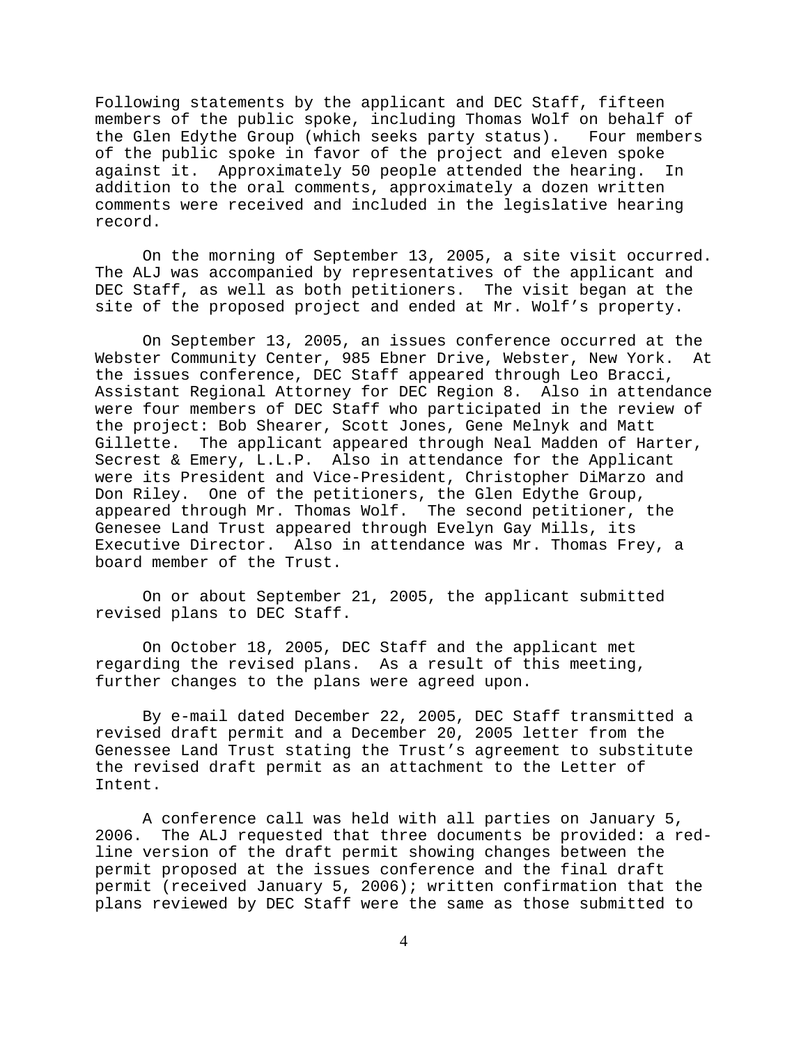Following statements by the applicant and DEC Staff, fifteen members of the public spoke, including Thomas Wolf on behalf of the Glen Edythe Group (which seeks party status). Four members of the public spoke in favor of the project and eleven spoke against it. Approximately 50 people attended the hearing. In addition to the oral comments, approximately a dozen written comments were received and included in the legislative hearing record.

On the morning of September 13, 2005, a site visit occurred. The ALJ was accompanied by representatives of the applicant and DEC Staff, as well as both petitioners. The visit began at the site of the proposed project and ended at Mr. Wolf's property.

On September 13, 2005, an issues conference occurred at the Webster Community Center, 985 Ebner Drive, Webster, New York. At the issues conference, DEC Staff appeared through Leo Bracci, Assistant Regional Attorney for DEC Region 8. Also in attendance were four members of DEC Staff who participated in the review of the project: Bob Shearer, Scott Jones, Gene Melnyk and Matt Gillette. The applicant appeared through Neal Madden of Harter, Secrest & Emery, L.L.P. Also in attendance for the Applicant were its President and Vice-President, Christopher DiMarzo and Don Riley. One of the petitioners, the Glen Edythe Group, appeared through Mr. Thomas Wolf. The second petitioner, the Genesee Land Trust appeared through Evelyn Gay Mills, its Executive Director. Also in attendance was Mr. Thomas Frey, a board member of the Trust.

On or about September 21, 2005, the applicant submitted revised plans to DEC Staff.

On October 18, 2005, DEC Staff and the applicant met regarding the revised plans. As a result of this meeting, further changes to the plans were agreed upon.

By e-mail dated December 22, 2005, DEC Staff transmitted a revised draft permit and a December 20, 2005 letter from the Genessee Land Trust stating the Trust's agreement to substitute the revised draft permit as an attachment to the Letter of Intent.

A conference call was held with all parties on January 5, 2006. The ALJ requested that three documents be provided: a red-line version of the draft permit showing changes between the permit proposed at the issues conference and the final draft permit (received January 5, 2006); written confirmation that the plans reviewed by DEC Staff were the same as those submitted to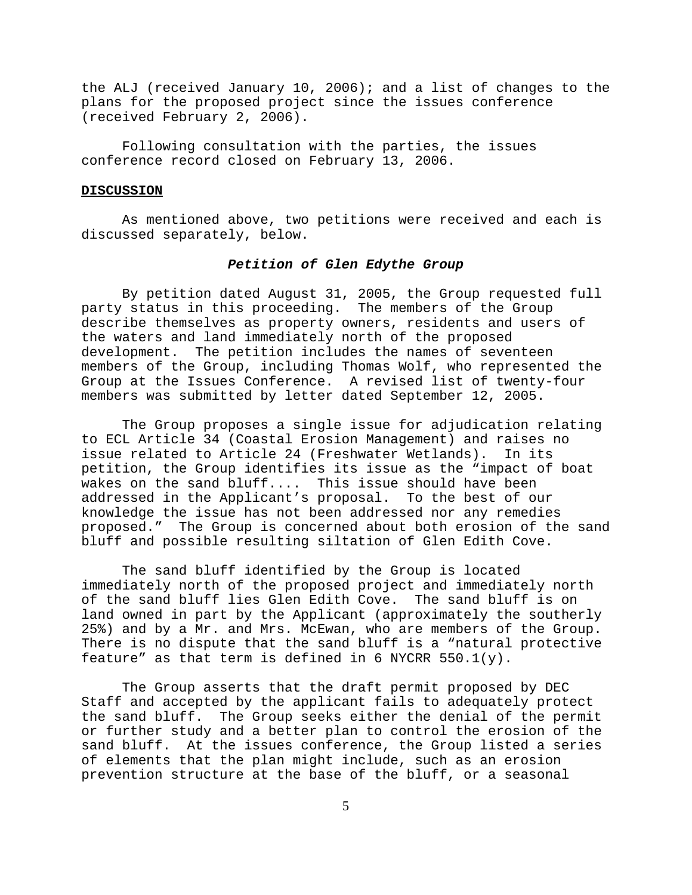the ALJ (received January 10, 2006); and a list of changes to the plans for the proposed project since the issues conference (received February 2, 2006).

Following consultation with the parties, the issues conference record closed on February 13, 2006.

## DISCUSSION

As mentioned above, two petitions were received and each is discussed separately, below.

### *Petition of Glen Edythe Group*

By petition dated August 31, 2005, the Group requested full party status in this proceeding. The members of the Group describe themselves as property owners, residents and users of the waters and land immediately north of the proposed development. The petition includes the names of seventeen members of the Group, including Thomas Wolf, who represented the Group at the Issues Conference. A revised list of twenty-four members was submitted by letter dated September 12, 2005.

The Group proposes a single issue for adjudication relating to ECL Article 34 (Coastal Erosion Management) and raises no issue related to Article 24 (Freshwater Wetlands). In its petition, the Group identifies its issue as the "impact of boat wakes on the sand bluff.... This issue should have been addressed in the Applicant's proposal. To the best of our knowledge the issue has not been addressed nor any remedies proposed." The Group is concerned about both erosion of the sand bluff and possible resulting siltation of Glen Edith Cove.

The sand bluff identified by the Group is located immediately north of the proposed project and immediately north of the sand bluff lies Glen Edith Cove. The sand bluff is on land owned in part by the Applicant (approximately the southerly 25%) and by a Mr. and Mrs. McEwan, who are members of the Group. There is no dispute that the sand bluff is a "natural protective feature" as that term is defined in 6 NYCRR 550.1(y).

The Group asserts that the draft permit proposed by DEC Staff and accepted by the applicant fails to adequately protect the sand bluff. The Group seeks either the denial of the permit or further study and a better plan to control the erosion of the sand bluff. At the issues conference, the Group listed a series of elements that the plan might include, such as an erosion prevention structure at the base of the bluff, or a seasonal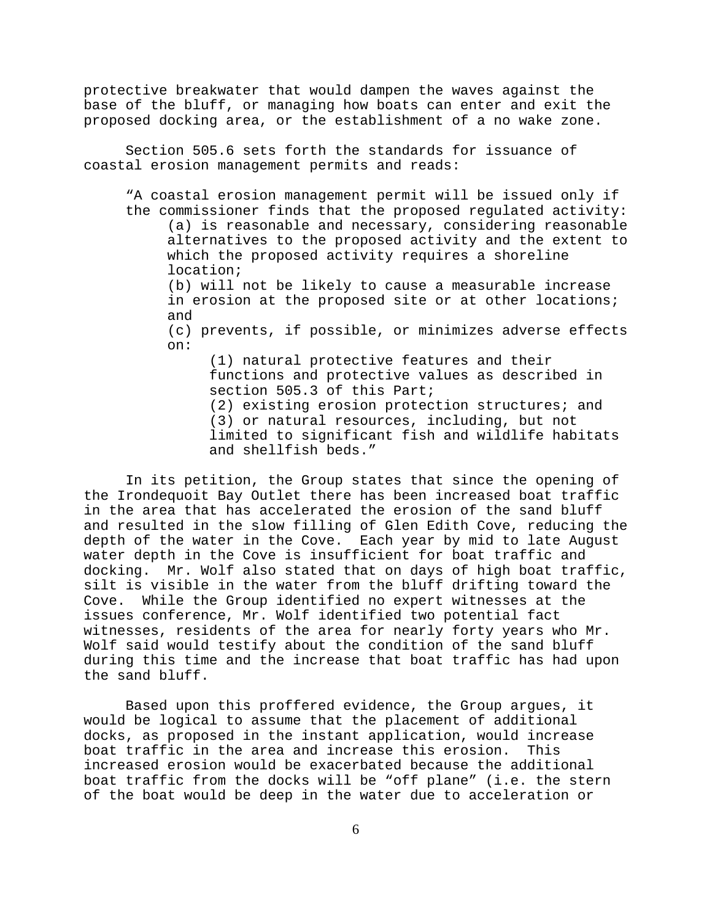protective breakwater that would dampen the waves against the base of the bluff, or managing how boats can enter and exit the proposed docking area, or the establishment of a no wake zone.

Section 505.6 sets forth the standards for issuance of coastal erosion management permits and reads:

> "A coastal erosion management permit will be issued only if the commissioner finds that the proposed regulated activity:
>
> (a) is reasonable and necessary, considering reasonable alternatives to the proposed activity and the extent to which the proposed activity requires a shoreline location;
>
> (b) will not be likely to cause a measurable increase in erosion at the proposed site or at other locations; and
>
> (c) prevents, if possible, or minimizes adverse effects on:
>
> (1) natural protective features and their functions and protective values as described in section 505.3 of this Part;
>
> (2) existing erosion protection structures; and
>
> (3) or natural resources, including, but not limited to significant fish and wildlife habitats and shellfish beds."

In its petition, the Group states that since the opening of the Irondequoit Bay Outlet there has been increased boat traffic in the area that has accelerated the erosion of the sand bluff and resulted in the slow filling of Glen Edith Cove, reducing the depth of the water in the Cove. Each year by mid to late August water depth in the Cove is insufficient for boat traffic and docking. Mr. Wolf also stated that on days of high boat traffic, silt is visible in the water from the bluff drifting toward the Cove. While the Group identified no expert witnesses at the issues conference, Mr. Wolf identified two potential fact witnesses, residents of the area for nearly forty years who Mr. Wolf said would testify about the condition of the sand bluff during this time and the increase that boat traffic has had upon the sand bluff.

Based upon this proffered evidence, the Group argues, it would be logical to assume that the placement of additional docks, as proposed in the instant application, would increase boat traffic in the area and increase this erosion. This increased erosion would be exacerbated because the additional boat traffic from the docks will be "off plane" (i.e. the stern of the boat would be deep in the water due to acceleration or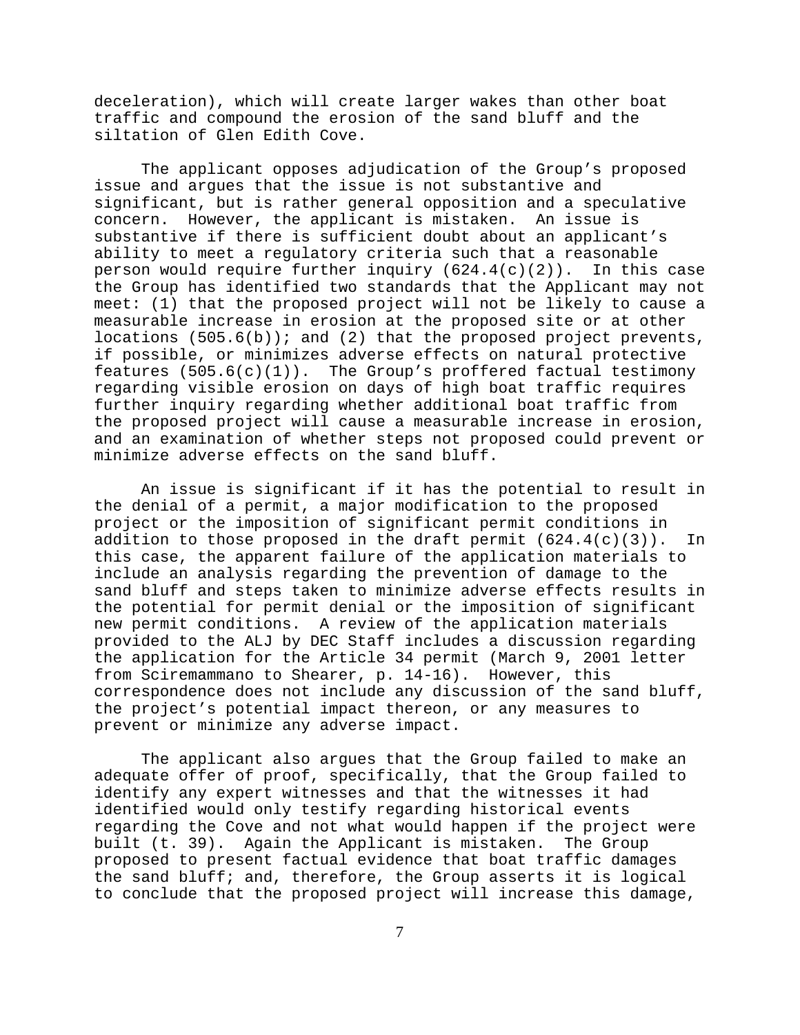deceleration), which will create larger wakes than other boat traffic and compound the erosion of the sand bluff and the siltation of Glen Edith Cove.

The applicant opposes adjudication of the Group's proposed issue and argues that the issue is not substantive and significant, but is rather general opposition and a speculative concern. However, the applicant is mistaken. An issue is substantive if there is sufficient doubt about an applicant's ability to meet a regulatory criteria such that a reasonable person would require further inquiry (624.4(c)(2)). In this case the Group has identified two standards that the Applicant may not meet: (1) that the proposed project will not be likely to cause a measurable increase in erosion at the proposed site or at other locations (505.6(b)); and (2) that the proposed project prevents, if possible, or minimizes adverse effects on natural protective features (505.6(c)(1)). The Group's proffered factual testimony regarding visible erosion on days of high boat traffic requires further inquiry regarding whether additional boat traffic from the proposed project will cause a measurable increase in erosion, and an examination of whether steps not proposed could prevent or minimize adverse effects on the sand bluff.

An issue is significant if it has the potential to result in the denial of a permit, a major modification to the proposed project or the imposition of significant permit conditions in addition to those proposed in the draft permit (624.4(c)(3)). In this case, the apparent failure of the application materials to include an analysis regarding the prevention of damage to the sand bluff and steps taken to minimize adverse effects results in the potential for permit denial or the imposition of significant new permit conditions. A review of the application materials provided to the ALJ by DEC Staff includes a discussion regarding the application for the Article 34 permit (March 9, 2001 letter from Sciremammano to Shearer, p. 14-16). However, this correspondence does not include any discussion of the sand bluff, the project's potential impact thereon, or any measures to prevent or minimize any adverse impact.

The applicant also argues that the Group failed to make an adequate offer of proof, specifically, that the Group failed to identify any expert witnesses and that the witnesses it had identified would only testify regarding historical events regarding the Cove and not what would happen if the project were built (t. 39). Again the Applicant is mistaken. The Group proposed to present factual evidence that boat traffic damages the sand bluff; and, therefore, the Group asserts it is logical to conclude that the proposed project will increase this damage,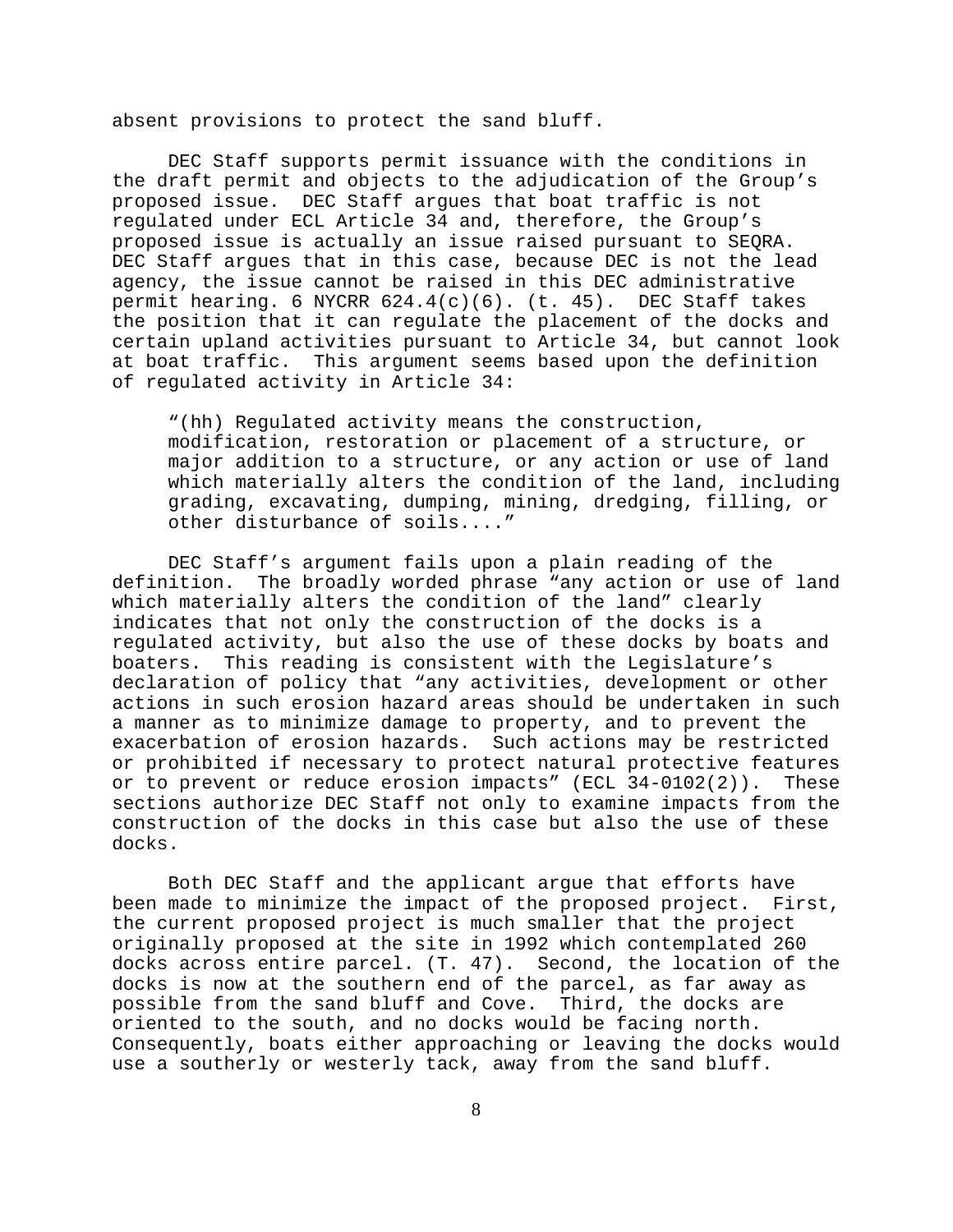absent provisions to protect the sand bluff.

DEC Staff supports permit issuance with the conditions in the draft permit and objects to the adjudication of the Group's proposed issue. DEC Staff argues that boat traffic is not regulated under ECL Article 34 and, therefore, the Group's proposed issue is actually an issue raised pursuant to SEQRA. DEC Staff argues that in this case, because DEC is not the lead agency, the issue cannot be raised in this DEC administrative permit hearing. 6 NYCRR 624.4(c)(6). (t. 45). DEC Staff takes the position that it can regulate the placement of the docks and certain upland activities pursuant to Article 34, but cannot look at boat traffic. This argument seems based upon the definition of regulated activity in Article 34:

> "(hh) Regulated activity means the construction, modification, restoration or placement of a structure, or major addition to a structure, or any action or use of land which materially alters the condition of the land, including grading, excavating, dumping, mining, dredging, filling, or other disturbance of soils...."

DEC Staff's argument fails upon a plain reading of the definition. The broadly worded phrase "any action or use of land which materially alters the condition of the land" clearly indicates that not only the construction of the docks is a regulated activity, but also the use of these docks by boats and boaters. This reading is consistent with the Legislature's declaration of policy that "any activities, development or other actions in such erosion hazard areas should be undertaken in such a manner as to minimize damage to property, and to prevent the exacerbation of erosion hazards. Such actions may be restricted or prohibited if necessary to protect natural protective features or to prevent or reduce erosion impacts" (ECL 34-0102(2)). These sections authorize DEC Staff not only to examine impacts from the construction of the docks in this case but also the use of these docks.

Both DEC Staff and the applicant argue that efforts have been made to minimize the impact of the proposed project. First, the current proposed project is much smaller that the project originally proposed at the site in 1992 which contemplated 260 docks across entire parcel. (T. 47). Second, the location of the docks is now at the southern end of the parcel, as far away as possible from the sand bluff and Cove. Third, the docks are oriented to the south, and no docks would be facing north. Consequently, boats either approaching or leaving the docks would use a southerly or westerly tack, away from the sand bluff.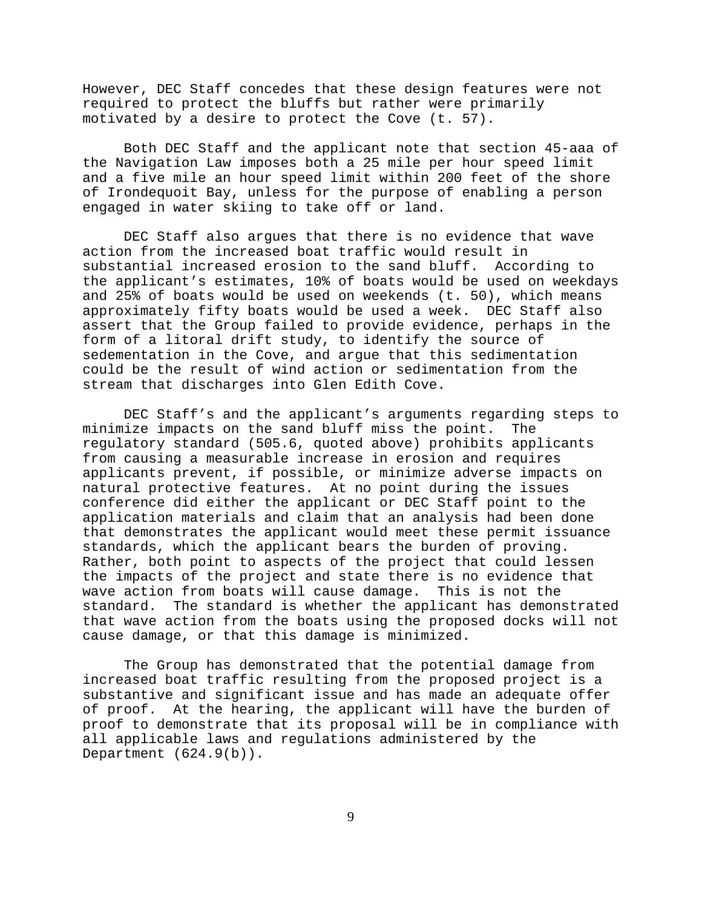However, DEC Staff concedes that these design features were not required to protect the bluffs but rather were primarily motivated by a desire to protect the Cove (t. 57).

Both DEC Staff and the applicant note that section 45-aaa of the Navigation Law imposes both a 25 mile per hour speed limit and a five mile an hour speed limit within 200 feet of the shore of Irondequoit Bay, unless for the purpose of enabling a person engaged in water skiing to take off or land.

DEC Staff also argues that there is no evidence that wave action from the increased boat traffic would result in substantial increased erosion to the sand bluff. According to the applicant's estimates, 10% of boats would be used on weekdays and 25% of boats would be used on weekends (t. 50), which means approximately fifty boats would be used a week. DEC Staff also assert that the Group failed to provide evidence, perhaps in the form of a litoral drift study, to identify the source of sedementation in the Cove, and argue that this sedimentation could be the result of wind action or sedimentation from the stream that discharges into Glen Edith Cove.

DEC Staff's and the applicant's arguments regarding steps to minimize impacts on the sand bluff miss the point. The regulatory standard (505.6, quoted above) prohibits applicants from causing a measurable increase in erosion and requires applicants prevent, if possible, or minimize adverse impacts on natural protective features. At no point during the issues conference did either the applicant or DEC Staff point to the application materials and claim that an analysis had been done that demonstrates the applicant would meet these permit issuance standards, which the applicant bears the burden of proving. Rather, both point to aspects of the project that could lessen the impacts of the project and state there is no evidence that wave action from boats will cause damage. This is not the standard. The standard is whether the applicant has demonstrated that wave action from the boats using the proposed docks will not cause damage, or that this damage is minimized.

The Group has demonstrated that the potential damage from increased boat traffic resulting from the proposed project is a substantive and significant issue and has made an adequate offer of proof. At the hearing, the applicant will have the burden of proof to demonstrate that its proposal will be in compliance with all applicable laws and regulations administered by the Department (624.9(b)).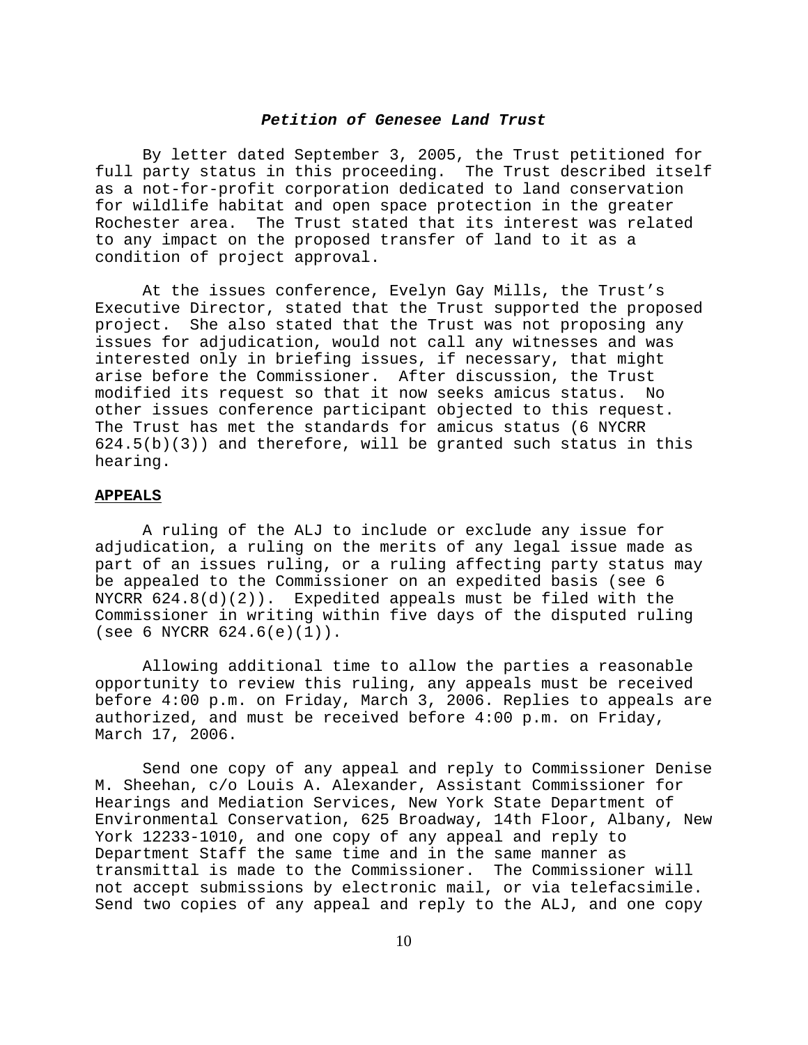### ***Petition of Genesee Land Trust***

By letter dated September 3, 2005, the Trust petitioned for full party status in this proceeding. The Trust described itself as a not-for-profit corporation dedicated to land conservation for wildlife habitat and open space protection in the greater Rochester area. The Trust stated that its interest was related to any impact on the proposed transfer of land to it as a condition of project approval.

At the issues conference, Evelyn Gay Mills, the Trust's Executive Director, stated that the Trust supported the proposed project. She also stated that the Trust was not proposing any issues for adjudication, would not call any witnesses and was interested only in briefing issues, if necessary, that might arise before the Commissioner. After discussion, the Trust modified its request so that it now seeks amicus status. No other issues conference participant objected to this request. The Trust has met the standards for amicus status (6 NYCRR 624.5(b)(3)) and therefore, will be granted such status in this hearing.

## **APPEALS**

A ruling of the ALJ to include or exclude any issue for adjudication, a ruling on the merits of any legal issue made as part of an issues ruling, or a ruling affecting party status may be appealed to the Commissioner on an expedited basis (see 6 NYCRR 624.8(d)(2)). Expedited appeals must be filed with the Commissioner in writing within five days of the disputed ruling (see 6 NYCRR 624.6(e)(1)).

Allowing additional time to allow the parties a reasonable opportunity to review this ruling, any appeals must be received before 4:00 p.m. on Friday, March 3, 2006. Replies to appeals are authorized, and must be received before 4:00 p.m. on Friday, March 17, 2006.

Send one copy of any appeal and reply to Commissioner Denise M. Sheehan, c/o Louis A. Alexander, Assistant Commissioner for Hearings and Mediation Services, New York State Department of Environmental Conservation, 625 Broadway, 14th Floor, Albany, New York 12233-1010, and one copy of any appeal and reply to Department Staff the same time and in the same manner as transmittal is made to the Commissioner. The Commissioner will not accept submissions by electronic mail, or via telefacsimile. Send two copies of any appeal and reply to the ALJ, and one copy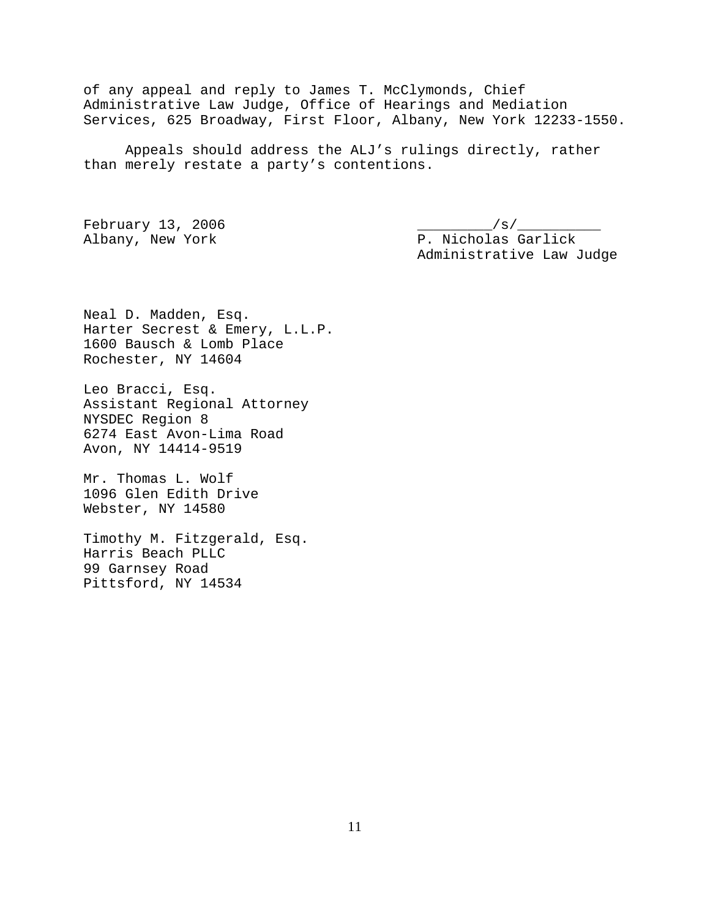of any appeal and reply to James T. McClymonds, Chief Administrative Law Judge, Office of Hearings and Mediation Services, 625 Broadway, First Floor, Albany, New York 12233-1550.

Appeals should address the ALJ's rulings directly, rather than merely restate a party's contentions.

February 13, 2006
Albany, New York

_________/s/__________
P. Nicholas Garlick
Administrative Law Judge

Neal D. Madden, Esq.
Harter Secrest & Emery, L.L.P.
1600 Bausch & Lomb Place
Rochester, NY 14604

Leo Bracci, Esq.
Assistant Regional Attorney
NYSDEC Region 8
6274 East Avon-Lima Road
Avon, NY 14414-9519

Mr. Thomas L. Wolf
1096 Glen Edith Drive
Webster, NY 14580

Timothy M. Fitzgerald, Esq.
Harris Beach PLLC
99 Garnsey Road
Pittsford, NY 14534